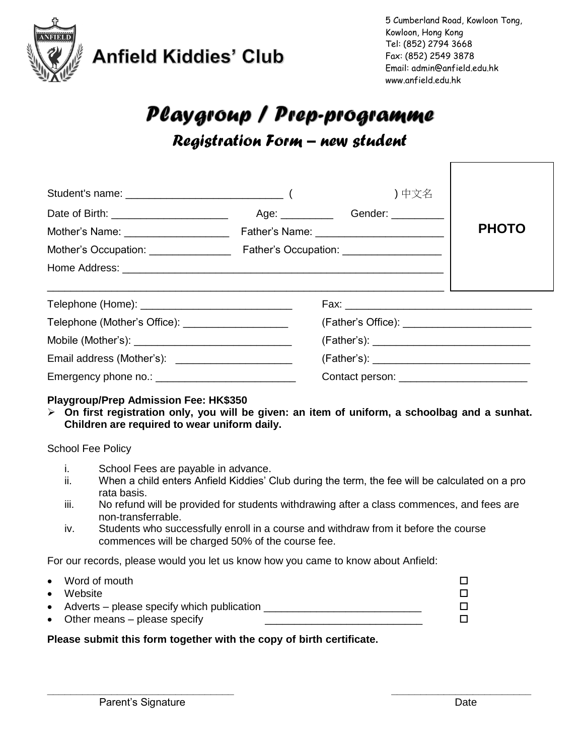# Anfield Kiddies' Club

5 Cumberland Road, Kowloon Tong,
Kowloon, Hong Kong
Tel: (852) 2794 3668
Fax: (852) 2549 3878
Email: admin@anfield.edu.hk
www.anfield.edu.hk

# Playgroup / Prep-programme

## Registration Form – new student

**PHOTO**

Student's name: ___________________________ ( ) 中文名

Date of Birth: ____________________ Age: _________ Gender: _________

Mother's Name: __________________ Father's Name: ______________________

Mother's Occupation: ______________ Father's Occupation: _________________

Home Address: ________________________________________________________

______________________________________________________________________

Telephone (Home): __________________________ Fax: ________________________________

Telephone (Mother's Office): __________________ (Father's Office): ______________________

Mobile (Mother's): ___________________________ (Father's): ___________________________

Email address (Mother's): ____________________ (Father's): ___________________________

Emergency phone no.: ________________________ Contact person: ______________________

**Playgroup/Prep Admission Fee: HK$350**

- **On first registration only, you will be given: an item of uniform, a schoolbag and a sunhat. Children are required to wear uniform daily.**

School Fee Policy

1. School Fees are payable in advance.
2. When a child enters Anfield Kiddies' Club during the term, the fee will be calculated on a pro rata basis.
3. No refund will be provided for students withdrawing after a class commences, and fees are non-transferrable.
4. Students who successfully enroll in a course and withdraw from it before the course commences will be charged 50% of the course fee.

For our records, please would you let us know how you came to know about Anfield:

- Word of mouth ☐
- Website ☐
- Adverts – please specify which publication __________________________ ☐
- Other means – please specify __________________________ ☐

**Please submit this form together with the copy of birth certificate.**

_______________________________ _______________________

Parent's Signature Date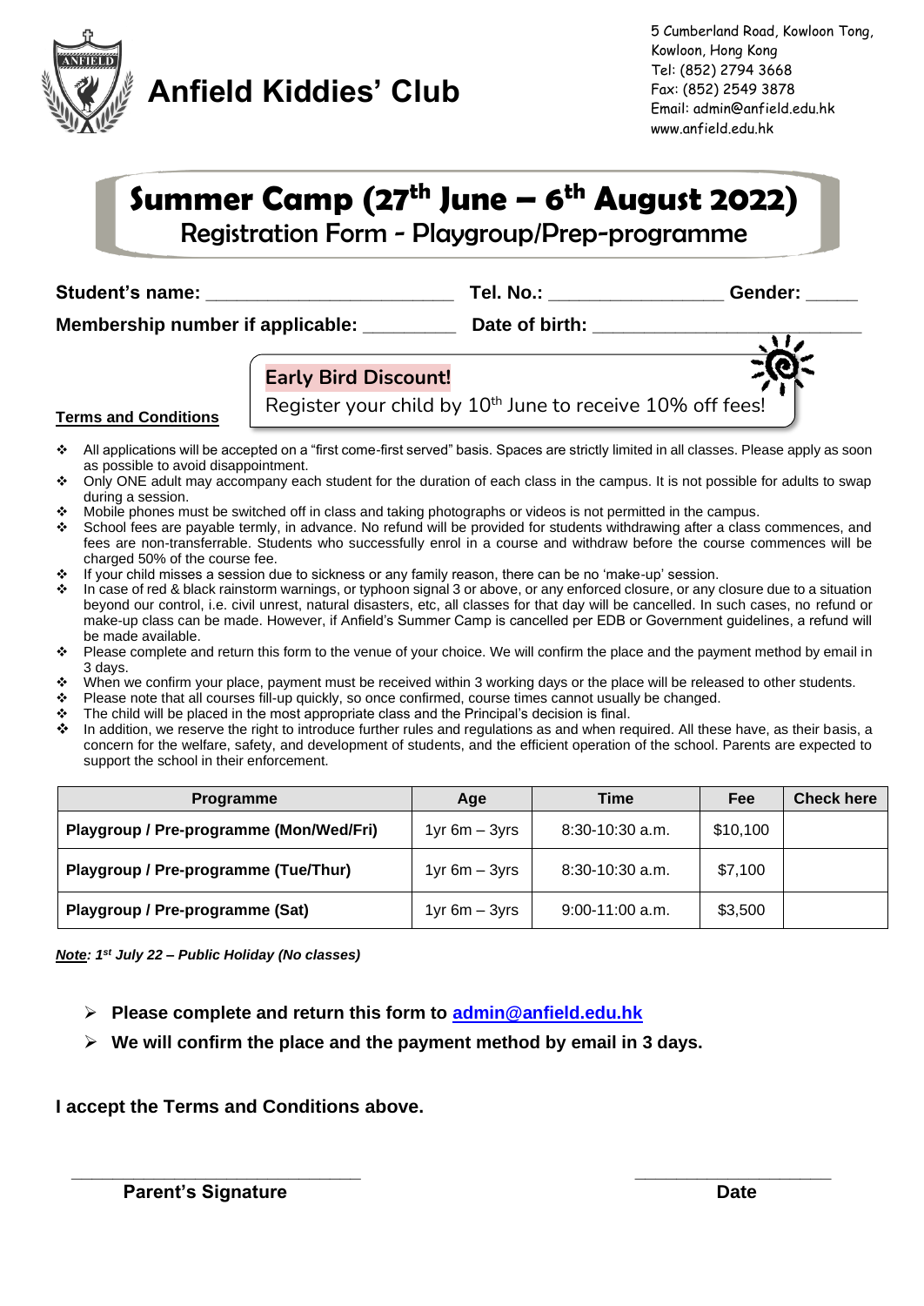# Anfield Kiddies' Club

5 Cumberland Road, Kowloon Tong,
Kowloon, Hong Kong
Tel: (852) 2794 3668
Fax: (852) 2549 3878
Email: admin@anfield.edu.hk
www.anfield.edu.hk

## Summer Camp (27th June – 6th August 2022)

### Registration Form - Playgroup/Prep-programme

**Student's name:** ________________________ **Tel. No.:** ________________ **Gender:** _____

**Membership number if applicable:** _________ **Date of birth:** __________________________

**Early Bird Discount!**
Register your child by 10th June to receive 10% off fees!

**Terms and Conditions**

- All applications will be accepted on a "first come-first served" basis. Spaces are strictly limited in all classes. Please apply as soon as possible to avoid disappointment.
- Only ONE adult may accompany each student for the duration of each class in the campus. It is not possible for adults to swap during a session.
- Mobile phones must be switched off in class and taking photographs or videos is not permitted in the campus.
- School fees are payable termly, in advance. No refund will be provided for students withdrawing after a class commences, and fees are non-transferrable. Students who successfully enrol in a course and withdraw before the course commences will be charged 50% of the course fee.
- If your child misses a session due to sickness or any family reason, there can be no 'make-up' session.
- In case of red & black rainstorm warnings, or typhoon signal 3 or above, or any enforced closure, or any closure due to a situation beyond our control, i.e. civil unrest, natural disasters, etc, all classes for that day will be cancelled. In such cases, no refund or make-up class can be made. However, if Anfield's Summer Camp is cancelled per EDB or Government guidelines, a refund will be made available.
- Please complete and return this form to the venue of your choice. We will confirm the place and the payment method by email in 3 days.
- When we confirm your place, payment must be received within 3 working days or the place will be released to other students.
- Please note that all courses fill-up quickly, so once confirmed, course times cannot usually be changed.
- The child will be placed in the most appropriate class and the Principal's decision is final.
- In addition, we reserve the right to introduce further rules and regulations as and when required. All these have, as their basis, a concern for the welfare, safety, and development of students, and the efficient operation of the school. Parents are expected to support the school in their enforcement.

| Programme | Age | Time | Fee | Check here |
|---|---|---|---|---|
| Playgroup / Pre-programme (Mon/Wed/Fri) | 1yr 6m – 3yrs | 8:30-10:30 a.m. | $10,100 | |
| Playgroup / Pre-programme (Tue/Thur) | 1yr 6m – 3yrs | 8:30-10:30 a.m. | $7,100 | |
| Playgroup / Pre-programme (Sat) | 1yr 6m – 3yrs | 9:00-11:00 a.m. | $3,500 | |

***Note:* 1st July 22 – Public Holiday (No classes)**

- **Please complete and return this form to admin@anfield.edu.hk**
- **We will confirm the place and the payment method by email in 3 days.**

**I accept the Terms and Conditions above.**

_________________________________ **Parent's Signature**

______________________ **Date**